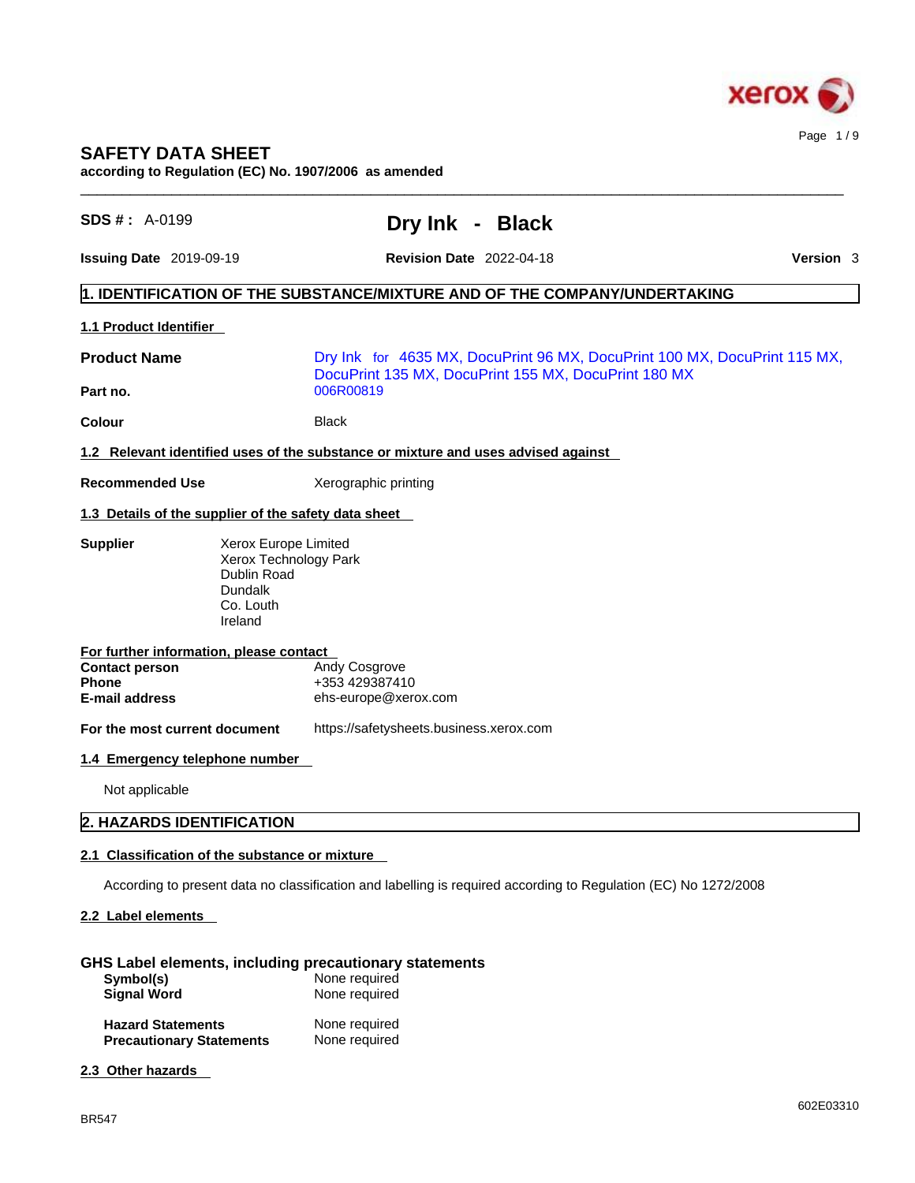# SAFETY DATA SHEET

**according to Regulation (EC) No. 1907/2006 as amended**

**SDS # :** A-0199

# Dry Ink - Black

**Issuing Date** 2019-09-19 **Revision Date** 2022-04-18 **Version** 3

## 1. IDENTIFICATION OF THE SUBSTANCE/MIXTURE AND OF THE COMPANY/UNDERTAKING

### 1.1 Product Identifier

**Product Name**: Dry Ink for 4635 MX, DocuPrint 96 MX, DocuPrint 100 MX, DocuPrint 115 MX, DocuPrint 135 MX, DocuPrint 155 MX, DocuPrint 180 MX

**Part no.**: 006R00819

**Colour**: Black

### 1.2 Relevant identified uses of the substance or mixture and uses advised against

**Recommended Use**: Xerographic printing

### 1.3 Details of the supplier of the safety data sheet

**Supplier**: Xerox Europe Limited
Xerox Technology Park
Dublin Road
Dundalk
Co. Louth
Ireland

**For further information, please contact**

**Contact person**: Andy Cosgrove
**Phone**: +353 429387410
**E-mail address**: ehs-europe@xerox.com

**For the most current document**: https://safetysheets.business.xerox.com

### 1.4 Emergency telephone number

Not applicable

## 2. HAZARDS IDENTIFICATION

### 2.1 Classification of the substance or mixture

According to present data no classification and labelling is required according to Regulation (EC) No 1272/2008

### 2.2 Label elements

**GHS Label elements, including precautionary statements**

**Symbol(s)**: None required
**Signal Word**: None required

**Hazard Statements**: None required
**Precautionary Statements**: None required

### 2.3 Other hazards

BR547 602E03310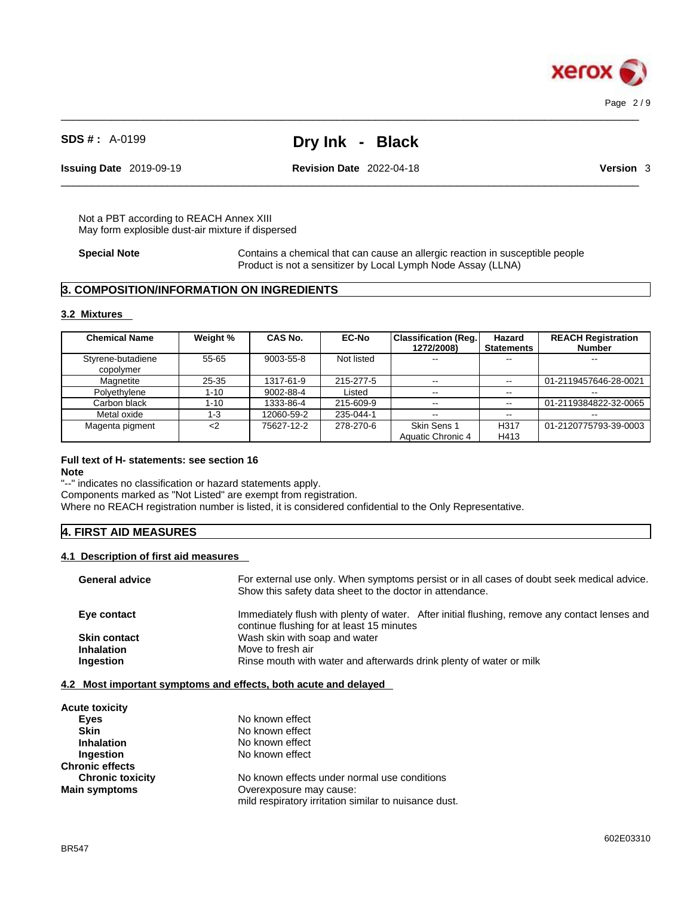Not a PBT according to REACH Annex XIII
May form explosible dust-air mixture if dispersed

**Special Note** Contains a chemical that can cause an allergic reaction in susceptible people
Product is not a sensitizer by Local Lymph Node Assay (LLNA)

## 3. COMPOSITION/INFORMATION ON INGREDIENTS

### 3.2 Mixtures

| Chemical Name | Weight % | CAS No. | EC-No | Classification (Reg. 1272/2008) | Hazard Statements | REACH Registration Number |
|---|---|---|---|---|---|---|
| Styrene-butadiene copolymer | 55-65 | 9003-55-8 | Not listed | -- | -- | -- |
| Magnetite | 25-35 | 1317-61-9 | 215-277-5 | -- | -- | 01-2119457646-28-0021 |
| Polyethylene | 1-10 | 9002-88-4 | Listed | -- | -- | -- |
| Carbon black | 1-10 | 1333-86-4 | 215-609-9 | -- | -- | 01-2119384822-32-0065 |
| Metal oxide | 1-3 | 12060-59-2 | 235-044-1 | -- | -- | -- |
| Magenta pigment | <2 | 75627-12-2 | 278-270-6 | Skin Sens 1<br>Aquatic Chronic 4 | H317<br>H413 | 01-2120775793-39-0003 |

**Full text of H- statements: see section 16**

**Note**

"--" indicates no classification or hazard statements apply.
Components marked as "Not Listed" are exempt from registration.
Where no REACH registration number is listed, it is considered confidential to the Only Representative.

## 4. FIRST AID MEASURES

### 4.1 Description of first aid measures

**General advice** For external use only. When symptoms persist or in all cases of doubt seek medical advice. Show this safety data sheet to the doctor in attendance.

**Eye contact** Immediately flush with plenty of water. After initial flushing, remove any contact lenses and continue flushing for at least 15 minutes

**Skin contact** Wash skin with soap and water

**Inhalation** Move to fresh air

**Ingestion** Rinse mouth with water and afterwards drink plenty of water or milk

### 4.2 Most important symptoms and effects, both acute and delayed

**Acute toxicity**

- **Eyes** No known effect
- **Skin** No known effect
- **Inhalation** No known effect
- **Ingestion** No known effect

**Chronic effects**

- **Chronic toxicity** No known effects under normal use conditions

**Main symptoms** Overexposure may cause:
mild respiratory irritation similar to nuisance dust.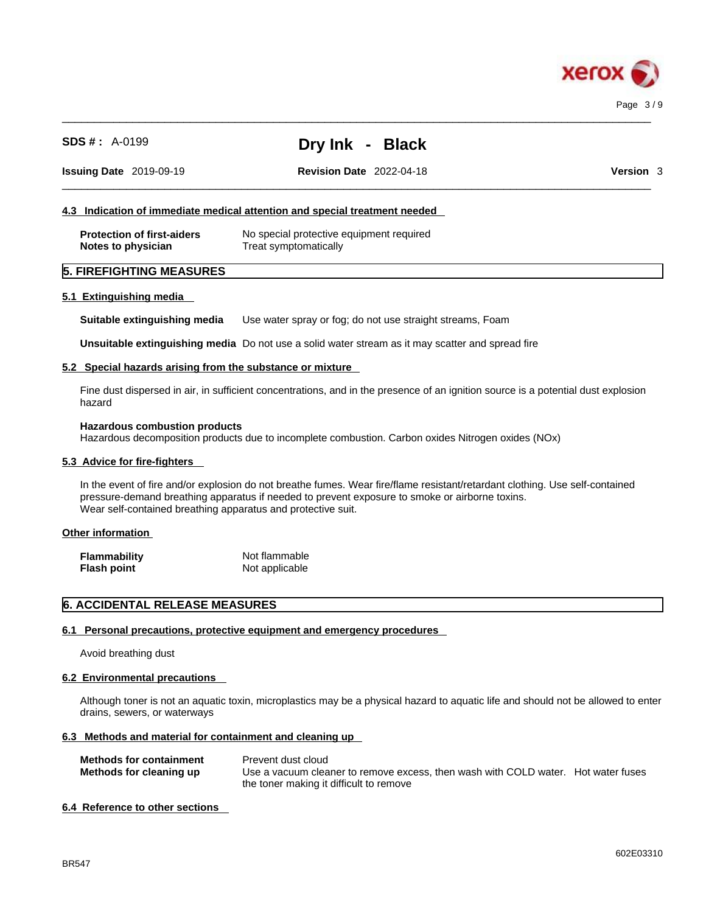#### 4.3 Indication of immediate medical attention and special treatment needed

| | |
|---|---|
| **Protection of first-aiders** | No special protective equipment required |
| **Notes to physician** | Treat symptomatically |

## 5. FIREFIGHTING MEASURES

#### 5.1 Extinguishing media

**Suitable extinguishing media** Use water spray or fog; do not use straight streams, Foam

**Unsuitable extinguishing media** Do not use a solid water stream as it may scatter and spread fire

#### 5.2 Special hazards arising from the substance or mixture

Fine dust dispersed in air, in sufficient concentrations, and in the presence of an ignition source is a potential dust explosion hazard

**Hazardous combustion products**
Hazardous decomposition products due to incomplete combustion. Carbon oxides Nitrogen oxides (NOx)

#### 5.3 Advice for fire-fighters

In the event of fire and/or explosion do not breathe fumes. Wear fire/flame resistant/retardant clothing. Use self-contained pressure-demand breathing apparatus if needed to prevent exposure to smoke or airborne toxins.
Wear self-contained breathing apparatus and protective suit.

#### Other information

| | |
|---|---|
| **Flammability** | Not flammable |
| **Flash point** | Not applicable |

## 6. ACCIDENTAL RELEASE MEASURES

#### 6.1 Personal precautions, protective equipment and emergency procedures

Avoid breathing dust

#### 6.2 Environmental precautions

Although toner is not an aquatic toxin, microplastics may be a physical hazard to aquatic life and should not be allowed to enter drains, sewers, or waterways

#### 6.3 Methods and material for containment and cleaning up

| | |
|---|---|
| **Methods for containment** | Prevent dust cloud |
| **Methods for cleaning up** | Use a vacuum cleaner to remove excess, then wash with COLD water. Hot water fuses the toner making it difficult to remove |

#### 6.4 Reference to other sections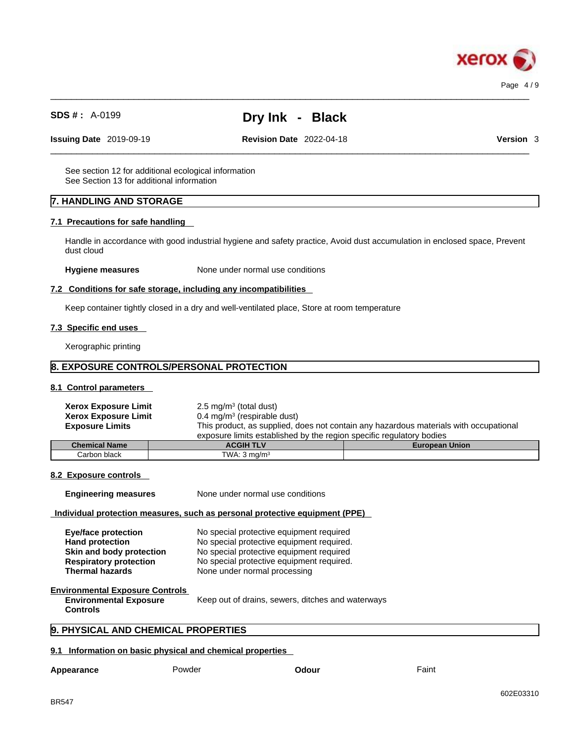See section 12 for additional ecological information
See Section 13 for additional information

## 7. HANDLING AND STORAGE

### 7.1 Precautions for safe handling

Handle in accordance with good industrial hygiene and safety practice, Avoid dust accumulation in enclosed space, Prevent dust cloud

**Hygiene measures** None under normal use conditions

### 7.2 Conditions for safe storage, including any incompatibilities

Keep container tightly closed in a dry and well-ventilated place, Store at room temperature

### 7.3 Specific end uses

Xerographic printing

## 8. EXPOSURE CONTROLS/PERSONAL PROTECTION

### 8.1 Control parameters

**Xerox Exposure Limit** 2.5 mg/m$^3$ (total dust)
**Xerox Exposure Limit** 0.4 mg/m$^3$ (respirable dust)
**Exposure Limits** This product, as supplied, does not contain any hazardous materials with occupational exposure limits established by the region specific regulatory bodies

| Chemical Name | ACGIH TLV | European Union |
|---|---|---|
| Carbon black | TWA: 3 mg/m$^3$ | |

### 8.2 Exposure controls

**Engineering measures** None under normal use conditions

**Individual protection measures, such as personal protective equipment (PPE)**

**Eye/face protection** No special protective equipment required
**Hand protection** No special protective equipment required.
**Skin and body protection** No special protective equipment required
**Respiratory protection** No special protective equipment required.
**Thermal hazards** None under normal processing

**Environmental Exposure Controls**
**Environmental Exposure Controls** Keep out of drains, sewers, ditches and waterways

## 9. PHYSICAL AND CHEMICAL PROPERTIES

### 9.1 Information on basic physical and chemical properties

**Appearance** Powder **Odour** Faint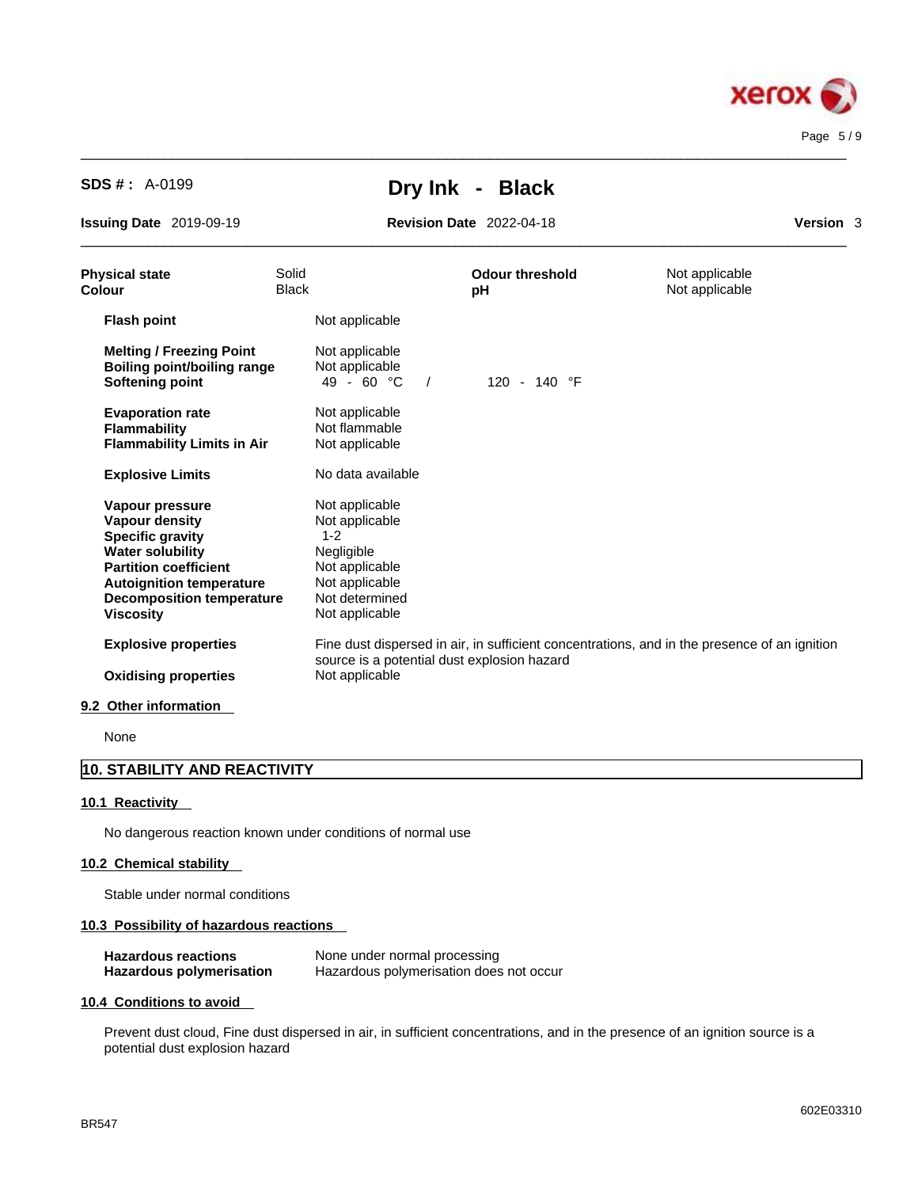| | | | |
|---|---|---|---|
| **Physical state** | Solid | **Odour threshold** | Not applicable |
| **Colour** | Black | **pH** | Not applicable |

| | |
|---|---|
| **Flash point** | Not applicable |
| **Melting / Freezing Point** | Not applicable |
| **Boiling point/boiling range** | Not applicable |
| **Softening point** | 49 - 60 °C / 120 - 140 °F |
| **Evaporation rate** | Not applicable |
| **Flammability** | Not flammable |
| **Flammability Limits in Air** | Not applicable |
| **Explosive Limits** | No data available |
| **Vapour pressure** | Not applicable |
| **Vapour density** | Not applicable |
| **Specific gravity** | 1-2 |
| **Water solubility** | Negligible |
| **Partition coefficient** | Not applicable |
| **Autoignition temperature** | Not applicable |
| **Decomposition temperature** | Not determined |
| **Viscosity** | Not applicable |
| **Explosive properties** | Fine dust dispersed in air, in sufficient concentrations, and in the presence of an ignition source is a potential dust explosion hazard |
| **Oxidising properties** | Not applicable |

### 9.2 Other information

None

## 10. STABILITY AND REACTIVITY

### 10.1 Reactivity

No dangerous reaction known under conditions of normal use

### 10.2 Chemical stability

Stable under normal conditions

### 10.3 Possibility of hazardous reactions

| | |
|---|---|
| **Hazardous reactions** | None under normal processing |
| **Hazardous polymerisation** | Hazardous polymerisation does not occur |

### 10.4 Conditions to avoid

Prevent dust cloud, Fine dust dispersed in air, in sufficient concentrations, and in the presence of an ignition source is a potential dust explosion hazard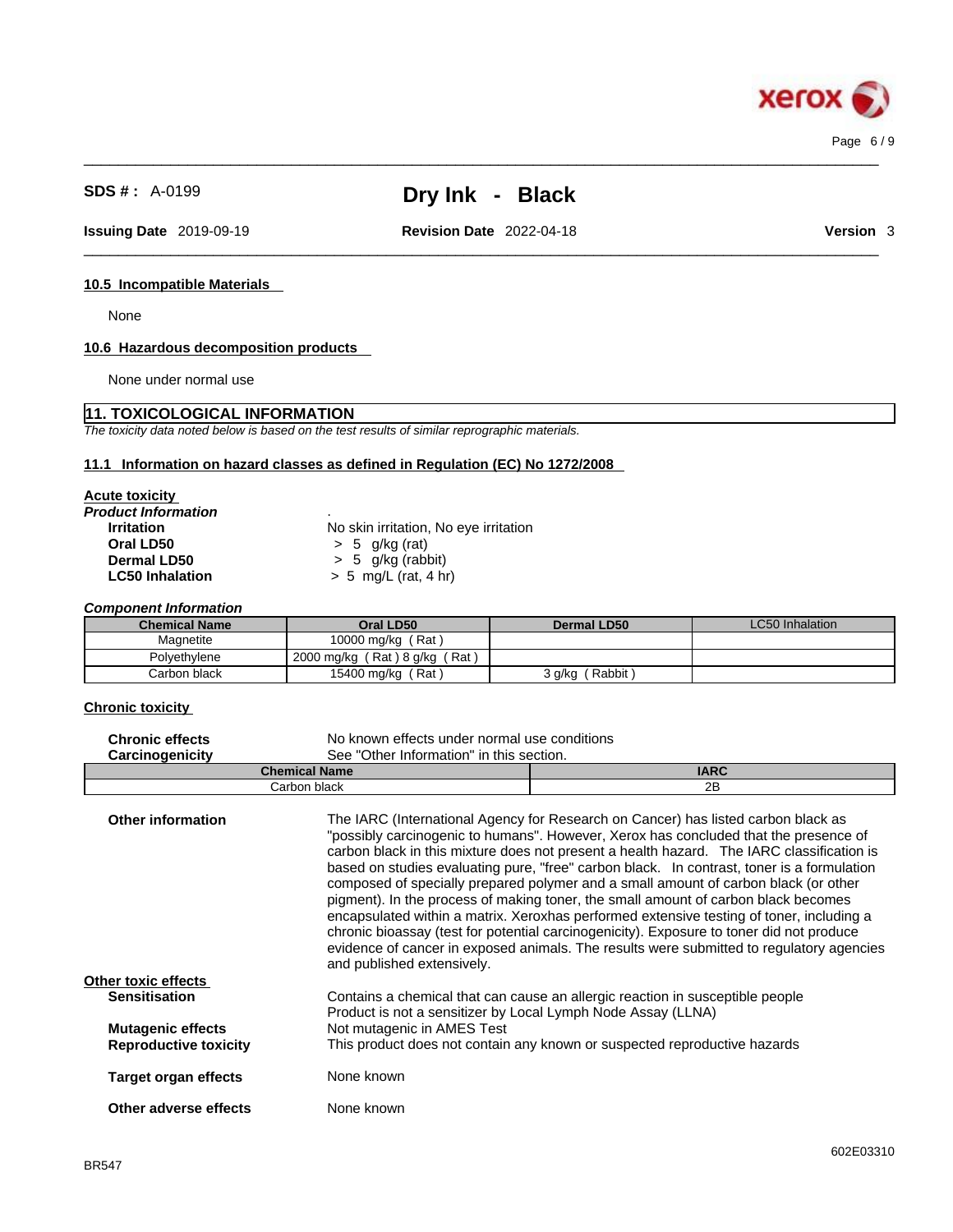**SDS # :** A-0199

# Dry Ink - Black

**Issuing Date** 2019-09-19 **Revision Date** 2022-04-18 **Version** 3

### 10.5 Incompatible Materials

None

### 10.6 Hazardous decomposition products

None under normal use

## 11. TOXICOLOGICAL INFORMATION

*The toxicity data noted below is based on the test results of similar reprographic materials.*

### 11.1 Information on hazard classes as defined in Regulation (EC) No 1272/2008

**Acute toxicity**

***Product Information*** .

| | |
|---|---|
| **Irritation** | No skin irritation, No eye irritation |
| **Oral LD50** | > 5 g/kg (rat) |
| **Dermal LD50** | > 5 g/kg (rabbit) |
| **LC50 Inhalation** | > 5 mg/L (rat, 4 hr) |

***Component Information***

| Chemical Name | Oral LD50 | Dermal LD50 | LC50 Inhalation |
|---|---|---|---|
| Magnetite | 10000 mg/kg ( Rat ) | | |
| Polyethylene | 2000 mg/kg ( Rat ) 8 g/kg ( Rat ) | | |
| Carbon black | 15400 mg/kg ( Rat ) | 3 g/kg ( Rabbit ) | |

**Chronic toxicity**

| | |
|---|---|
| **Chronic effects** | No known effects under normal use conditions |
| **Carcinogenicity** | See "Other Information" in this section. |

| Chemical Name | IARC |
|---|---|
| Carbon black | 2B |

**Other information** The IARC (International Agency for Research on Cancer) has listed carbon black as "possibly carcinogenic to humans". However, Xerox has concluded that the presence of carbon black in this mixture does not present a health hazard. The IARC classification is based on studies evaluating pure, "free" carbon black. In contrast, toner is a formulation composed of specially prepared polymer and a small amount of carbon black (or other pigment). In the process of making toner, the small amount of carbon black becomes encapsulated within a matrix. Xeroxhas performed extensive testing of toner, including a chronic bioassay (test for potential carcinogenicity). Exposure to toner did not produce evidence of cancer in exposed animals. The results were submitted to regulatory agencies and published extensively.

**Other toxic effects**

| | |
|---|---|
| **Sensitisation** | Contains a chemical that can cause an allergic reaction in susceptible people<br>Product is not a sensitizer by Local Lymph Node Assay (LLNA) |
| **Mutagenic effects** | Not mutagenic in AMES Test |
| **Reproductive toxicity** | This product does not contain any known or suspected reproductive hazards |
| **Target organ effects** | None known |
| **Other adverse effects** | None known |

BR547 602E03310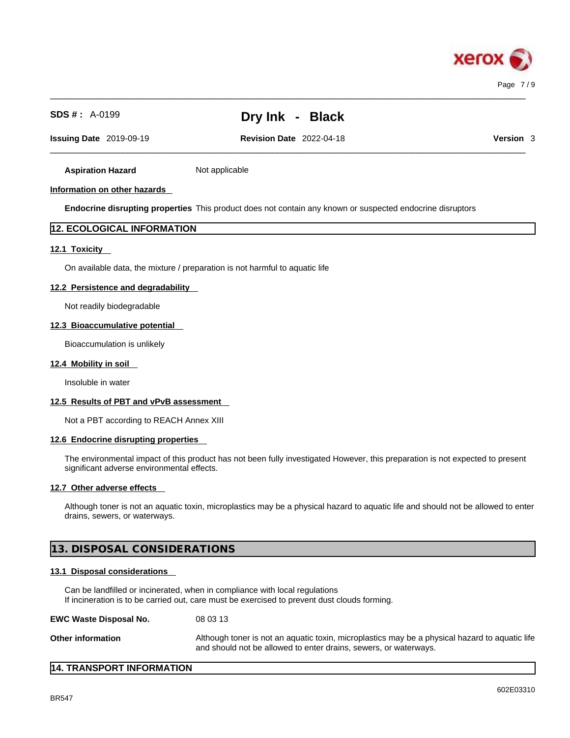**Aspiration Hazard** Not applicable

**Information on other hazards**

**Endocrine disrupting properties** This product does not contain any known or suspected endocrine disruptors

## 12. ECOLOGICAL INFORMATION

### 12.1 Toxicity

On available data, the mixture / preparation is not harmful to aquatic life

### 12.2 Persistence and degradability

Not readily biodegradable

### 12.3 Bioaccumulative potential

Bioaccumulation is unlikely

### 12.4 Mobility in soil

Insoluble in water

### 12.5 Results of PBT and vPvB assessment

Not a PBT according to REACH Annex XIII

### 12.6 Endocrine disrupting properties

The environmental impact of this product has not been fully investigated However, this preparation is not expected to present significant adverse environmental effects.

### 12.7 Other adverse effects

Although toner is not an aquatic toxin, microplastics may be a physical hazard to aquatic life and should not be allowed to enter drains, sewers, or waterways.

## 13. DISPOSAL CONSIDERATIONS

### 13.1 Disposal considerations

Can be landfilled or incinerated, when in compliance with local regulations
If incineration is to be carried out, care must be exercised to prevent dust clouds forming.

**EWC Waste Disposal No.** 08 03 13

**Other information** Although toner is not an aquatic toxin, microplastics may be a physical hazard to aquatic life and should not be allowed to enter drains, sewers, or waterways.

## 14. TRANSPORT INFORMATION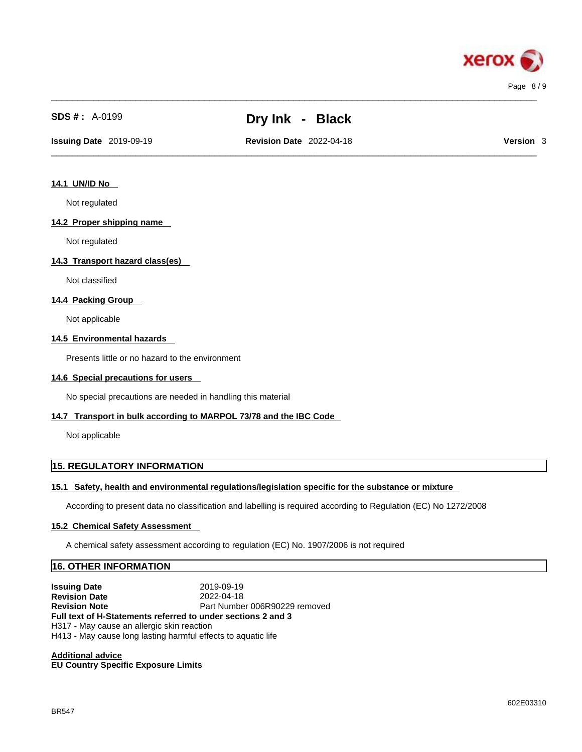### 14.1 UN/ID No

Not regulated

### 14.2 Proper shipping name

Not regulated

### 14.3 Transport hazard class(es)

Not classified

### 14.4 Packing Group

Not applicable

### 14.5 Environmental hazards

Presents little or no hazard to the environment

### 14.6 Special precautions for users

No special precautions are needed in handling this material

### 14.7 Transport in bulk according to MARPOL 73/78 and the IBC Code

Not applicable

## 15. REGULATORY INFORMATION

### 15.1 Safety, health and environmental regulations/legislation specific for the substance or mixture

According to present data no classification and labelling is required according to Regulation (EC) No 1272/2008

### 15.2 Chemical Safety Assessment

A chemical safety assessment according to regulation (EC) No. 1907/2006 is not required

## 16. OTHER INFORMATION

**Issuing Date** 2019-09-19
**Revision Date** 2022-04-18
**Revision Note** Part Number 006R90229 removed

**Full text of H-Statements referred to under sections 2 and 3**

H317 - May cause an allergic skin reaction
H413 - May cause long lasting harmful effects to aquatic life

**Additional advice**

**EU Country Specific Exposure Limits**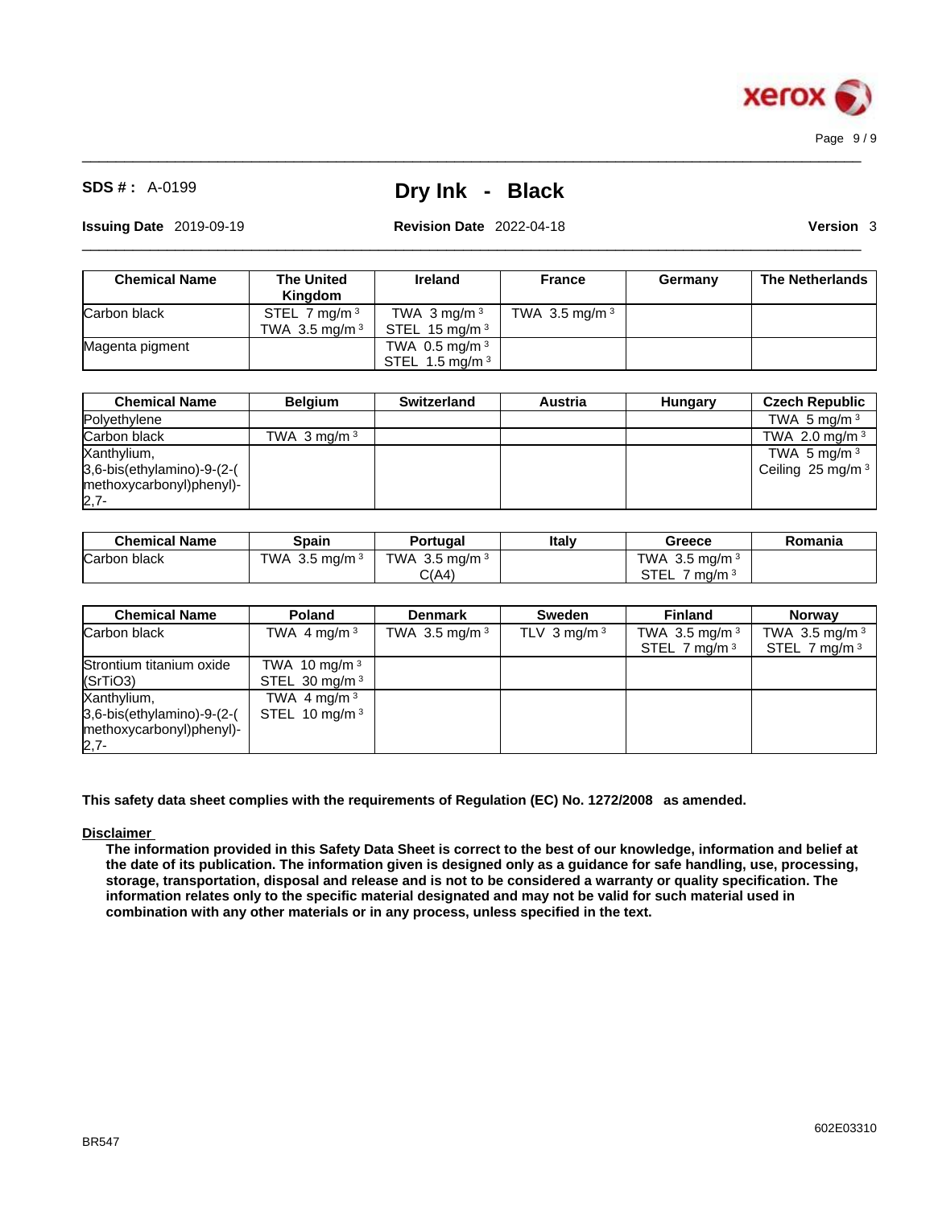**SDS # :** A-0199

# Dry Ink - Black

**Issuing Date** 2019-09-19 **Revision Date** 2022-04-18 **Version** 3

| Chemical Name | The United Kingdom | Ireland | France | Germany | The Netherlands |
|---|---|---|---|---|---|
| Carbon black | STEL 7 mg/m$^3$<br>TWA 3.5 mg/m$^3$ | TWA 3 mg/m$^3$<br>STEL 15 mg/m$^3$ | TWA 3.5 mg/m$^3$ | | |
| Magenta pigment | | TWA 0.5 mg/m$^3$<br>STEL 1.5 mg/m$^3$ | | | |

| Chemical Name | Belgium | Switzerland | Austria | Hungary | Czech Republic |
|---|---|---|---|---|---|
| Polyethylene | | | | | TWA 5 mg/m$^3$ |
| Carbon black | TWA 3 mg/m$^3$ | | | | TWA 2.0 mg/m$^3$ |
| Xanthylium, 3,6-bis(ethylamino)-9-(2-(methoxycarbonyl)phenyl)-2,7- | | | | | TWA 5 mg/m$^3$<br>Ceiling 25 mg/m$^3$ |

| Chemical Name | Spain | Portugal | Italy | Greece | Romania |
|---|---|---|---|---|---|
| Carbon black | TWA 3.5 mg/m$^3$ | TWA 3.5 mg/m$^3$<br>C(A4) | | TWA 3.5 mg/m$^3$<br>STEL 7 mg/m$^3$ | |

| Chemical Name | Poland | Denmark | Sweden | Finland | Norway |
|---|---|---|---|---|---|
| Carbon black | TWA 4 mg/m$^3$ | TWA 3.5 mg/m$^3$ | TLV 3 mg/m$^3$ | TWA 3.5 mg/m$^3$<br>STEL 7 mg/m$^3$ | TWA 3.5 mg/m$^3$<br>STEL 7 mg/m$^3$ |
| Strontium titanium oxide ($SrTiO_3$) | TWA 10 mg/m$^3$<br>STEL 30 mg/m$^3$ | | | | |
| Xanthylium, 3,6-bis(ethylamino)-9-(2-(methoxycarbonyl)phenyl)-2,7- | TWA 4 mg/m$^3$<br>STEL 10 mg/m$^3$ | | | | |

**This safety data sheet complies with the requirements of Regulation (EC) No. 1272/2008 as amended.**

**Disclaimer**

**The information provided in this Safety Data Sheet is correct to the best of our knowledge, information and belief at the date of its publication. The information given is designed only as a guidance for safe handling, use, processing, storage, transportation, disposal and release and is not to be considered a warranty or quality specification. The information relates only to the specific material designated and may not be valid for such material used in combination with any other materials or in any process, unless specified in the text.**

BR547

602E03310